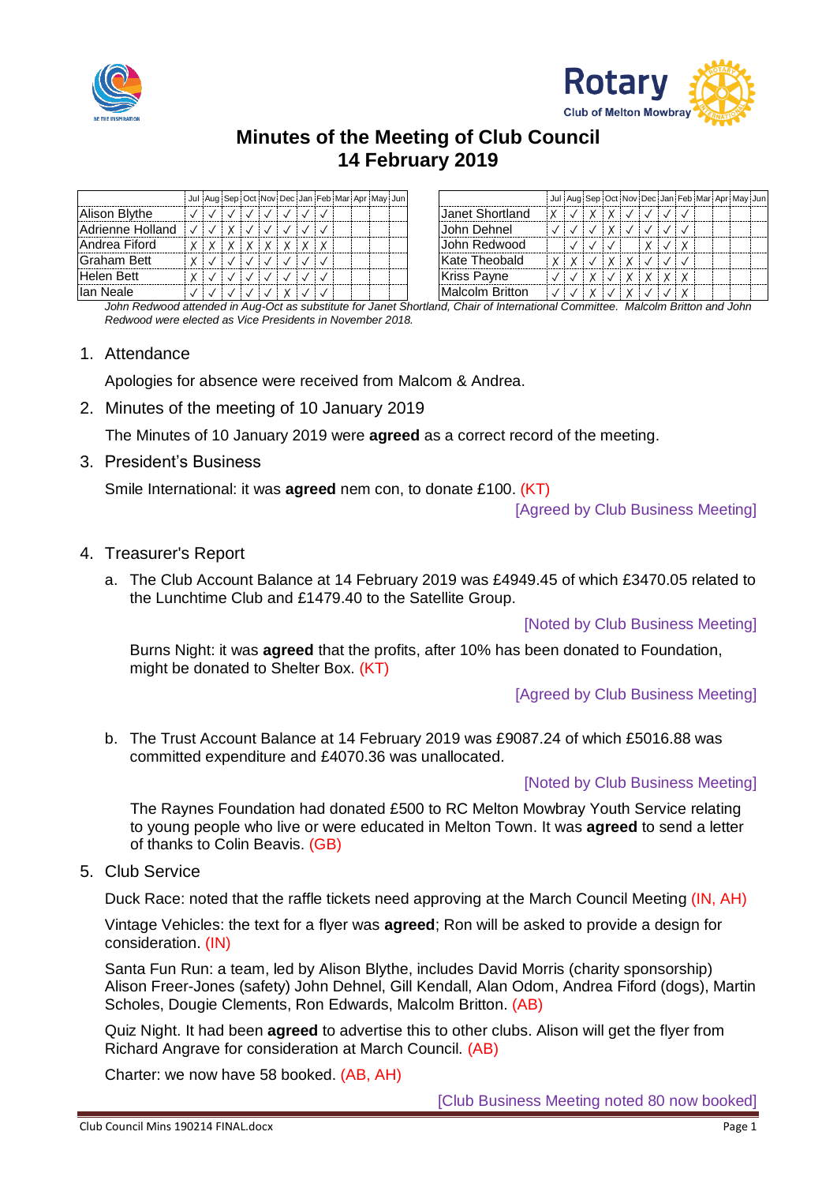# Minutes of the Meeting of Club Council
# 14 February 2019

| | Jul | Aug | Sep | Oct | Nov | Dec | Jan | Feb | Mar | Apr | May | Jun |
|---|---|---|---|---|---|---|---|---|---|---|---|---|
| Alison Blythe | ✓ | ✓ | ✓ | ✓ | ✓ | ✓ | ✓ | ✓ | | | | |
| Adrienne Holland | ✓ | ✓ | X | ✓ | ✓ | ✓ | ✓ | ✓ | | | | |
| Andrea Fiford | X | X | X | X | X | X | X | X | | | | |
| Graham Bett | X | ✓ | ✓ | ✓ | ✓ | ✓ | ✓ | ✓ | | | | |
| Helen Bett | X | ✓ | ✓ | ✓ | ✓ | ✓ | ✓ | ✓ | | | | |
| Ian Neale | ✓ | ✓ | ✓ | ✓ | ✓ | X | ✓ | ✓ | | | | |

| | Jul | Aug | Sep | Oct | Nov | Dec | Jan | Feb | Mar | Apr | May | Jun |
|---|---|---|---|---|---|---|---|---|---|---|---|---|
| Janet Shortland | X | ✓ | X | X | ✓ | ✓ | ✓ | ✓ | | | | |
| John Dehnel | ✓ | ✓ | ✓ | X | ✓ | ✓ | ✓ | ✓ | | | | |
| John Redwood | | ✓ | ✓ | ✓ | | X | ✓ | X | | | | |
| Kate Theobald | X | X | ✓ | X | X | ✓ | ✓ | ✓ | | | | |
| Kriss Payne | ✓ | ✓ | X | ✓ | X | X | X | X | | | | |
| Malcolm Britton | ✓ | ✓ | X | ✓ | X | ✓ | ✓ | X | | | | |

*John Redwood attended in Aug-Oct as substitute for Janet Shortland, Chair of International Committee. Malcolm Britton and John Redwood were elected as Vice Presidents in November 2018.*

1. Attendance

   Apologies for absence were received from Malcom & Andrea.

2. Minutes of the meeting of 10 January 2019

   The Minutes of 10 January 2019 were **agreed** as a correct record of the meeting.

3. President's Business

   Smile International: it was **agreed** nem con, to donate £100. (KT)

   [Agreed by Club Business Meeting]

4. Treasurer's Report

   a. The Club Account Balance at 14 February 2019 was £4949.45 of which £3470.05 related to the Lunchtime Club and £1479.40 to the Satellite Group.

   [Noted by Club Business Meeting]

   Burns Night: it was **agreed** that the profits, after 10% has been donated to Foundation, might be donated to Shelter Box. (KT)

   [Agreed by Club Business Meeting]

   b. The Trust Account Balance at 14 February 2019 was £9087.24 of which £5016.88 was committed expenditure and £4070.36 was unallocated.

   [Noted by Club Business Meeting]

   The Raynes Foundation had donated £500 to RC Melton Mowbray Youth Service relating to young people who live or were educated in Melton Town. It was **agreed** to send a letter of thanks to Colin Beavis. (GB)

5. Club Service

   Duck Race: noted that the raffle tickets need approving at the March Council Meeting (IN, AH)

   Vintage Vehicles: the text for a flyer was **agreed**; Ron will be asked to provide a design for consideration. (IN)

   Santa Fun Run: a team, led by Alison Blythe, includes David Morris (charity sponsorship) Alison Freer-Jones (safety) John Dehnel, Gill Kendall, Alan Odom, Andrea Fiford (dogs), Martin Scholes, Dougie Clements, Ron Edwards, Malcolm Britton. (AB)

   Quiz Night. It had been **agreed** to advertise this to other clubs. Alison will get the flyer from Richard Angrave for consideration at March Council. (AB)

   Charter: we now have 58 booked. (AB, AH)

   [Club Business Meeting noted 80 now booked]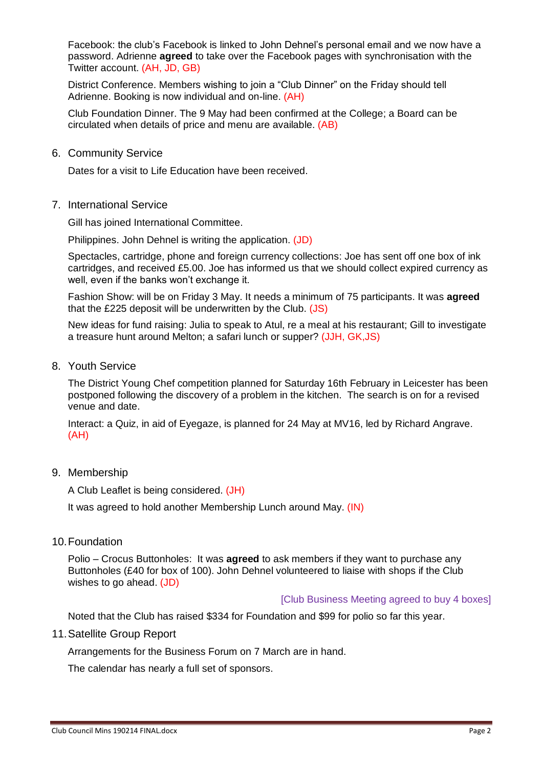Facebook: the club's Facebook is linked to John Dehnel's personal email and we now have a password. Adrienne **agreed** to take over the Facebook pages with synchronisation with the Twitter account. (AH, JD, GB)

District Conference. Members wishing to join a "Club Dinner" on the Friday should tell Adrienne. Booking is now individual and on-line. (AH)

Club Foundation Dinner. The 9 May had been confirmed at the College; a Board can be circulated when details of price and menu are available. (AB)

6. Community Service

   Dates for a visit to Life Education have been received.

7. International Service

   Gill has joined International Committee.

   Philippines. John Dehnel is writing the application. (JD)

   Spectacles, cartridge, phone and foreign currency collections: Joe has sent off one box of ink cartridges, and received £5.00. Joe has informed us that we should collect expired currency as well, even if the banks won't exchange it.

   Fashion Show: will be on Friday 3 May. It needs a minimum of 75 participants. It was **agreed** that the £225 deposit will be underwritten by the Club. (JS)

   New ideas for fund raising: Julia to speak to Atul, re a meal at his restaurant; Gill to investigate a treasure hunt around Melton; a safari lunch or supper? (JJH, GK,JS)

8. Youth Service

   The District Young Chef competition planned for Saturday 16th February in Leicester has been postponed following the discovery of a problem in the kitchen. The search is on for a revised venue and date.

   Interact: a Quiz, in aid of Eyegaze, is planned for 24 May at MV16, led by Richard Angrave. (AH)

9. Membership

   A Club Leaflet is being considered. (JH)

   It was agreed to hold another Membership Lunch around May. (IN)

10. Foundation

    Polio – Crocus Buttonholes: It was **agreed** to ask members if they want to purchase any Buttonholes (£40 for box of 100). John Dehnel volunteered to liaise with shops if the Club wishes to go ahead. (JD)

    [Club Business Meeting agreed to buy 4 boxes]

    Noted that the Club has raised $334 for Foundation and $99 for polio so far this year.

11. Satellite Group Report

    Arrangements for the Business Forum on 7 March are in hand.

    The calendar has nearly a full set of sponsors.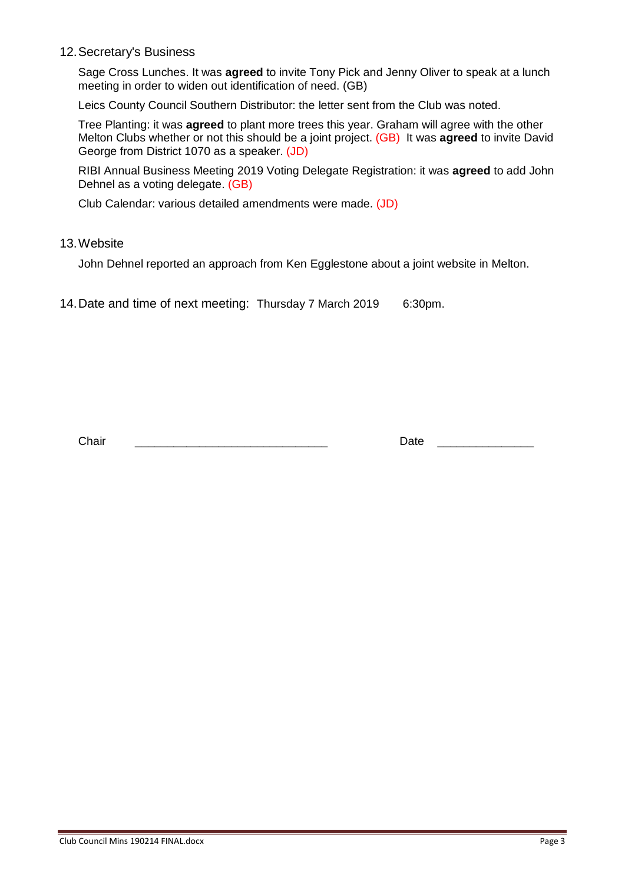12. Secretary's Business

    Sage Cross Lunches. It was **agreed** to invite Tony Pick and Jenny Oliver to speak at a lunch meeting in order to widen out identification of need. (GB)

    Leics County Council Southern Distributor: the letter sent from the Club was noted.

    Tree Planting: it was **agreed** to plant more trees this year. Graham will agree with the other Melton Clubs whether or not this should be a joint project. (GB) It was **agreed** to invite David George from District 1070 as a speaker. (JD)

    RIBI Annual Business Meeting 2019 Voting Delegate Registration: it was **agreed** to add John Dehnel as a voting delegate. (GB)

    Club Calendar: various detailed amendments were made. (JD)

13. Website

    John Dehnel reported an approach from Ken Egglestone about a joint website in Melton.

14. Date and time of next meeting: Thursday 7 March 2019 6:30pm.

Chair ______________________________ Date _______________